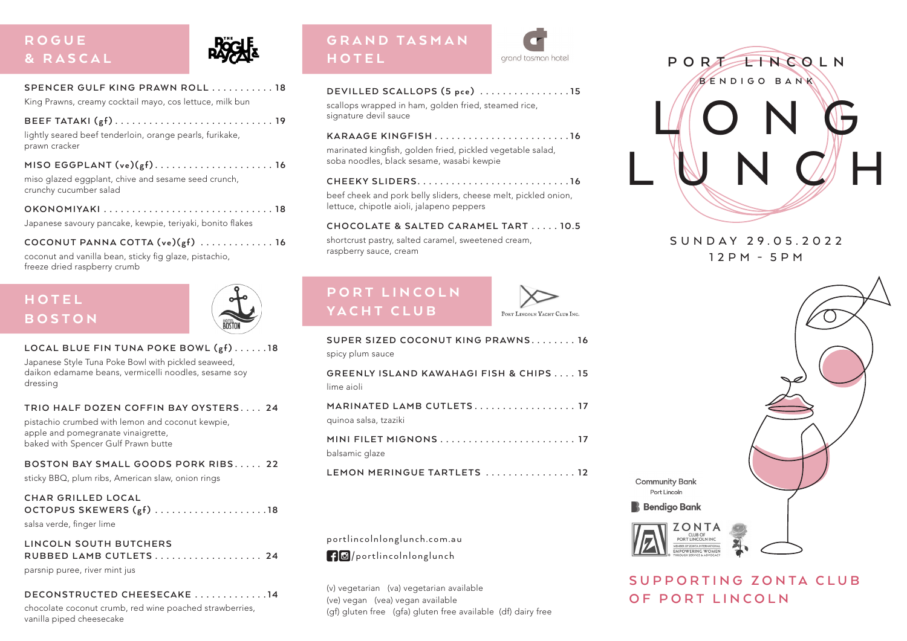# PORT LINCOLN BENDIGO BANK LONG LUNCH

SUNDAY 29.05.2022
12PM - 5PM

## ROGUE & RASCAL

**SPENCER GULF KING PRAWN ROLL ........... 18**
King Prawns, creamy cocktail mayo, cos lettuce, milk bun

**BEEF TATAKI (gf) ............................ 19**
lightly seared beef tenderloin, orange pearls, furikake, prawn cracker

**MISO EGGPLANT (ve)(gf) ..................... 16**
miso glazed eggplant, chive and sesame seed crunch, crunchy cucumber salad

**OKONOMIYAKI .............................. 18**
Japanese savoury pancake, kewpie, teriyaki, bonito flakes

**COCONUT PANNA COTTA (ve)(gf) ............. 16**
coconut and vanilla bean, sticky fig glaze, pistachio, freeze dried raspberry crumb

## HOTEL BOSTON

**LOCAL BLUE FIN TUNA POKE BOWL (gf) ...... 18**
Japanese Style Tuna Poke Bowl with pickled seaweed, daikon edamame beans, vermicelli noodles, sesame soy dressing

**TRIO HALF DOZEN COFFIN BAY OYSTERS .... 24**
pistachio crumbed with lemon and coconut kewpie, apple and pomegranate vinaigrette, baked with Spencer Gulf Prawn butte

**BOSTON BAY SMALL GOODS PORK RIBS ..... 22**
sticky BBQ, plum ribs, American slaw, onion rings

**CHAR GRILLED LOCAL OCTOPUS SKEWERS (gf) .................... 18**
salsa verde, finger lime

**LINCOLN SOUTH BUTCHERS RUBBED LAMB CUTLETS ................... 24**
parsnip puree, river mint jus

**DECONSTRUCTED CHEESECAKE ............. 14**
chocolate coconut crumb, red wine poached strawberries, vanilla piped cheesecake

## GRAND TASMAN HOTEL

**DEVILLED SCALLOPS (5 pce) ................ 15**
scallops wrapped in ham, golden fried, steamed rice, signature devil sauce

**KARAAGE KINGFISH ......................... 16**
marinated kingfish, golden fried, pickled vegetable salad, soba noodles, black sesame, wasabi kewpie

**CHEEKY SLIDERS ........................... 16**
beef cheek and pork belly sliders, cheese melt, pickled onion, lettuce, chipotle aioli, jalapeno peppers

**CHOCOLATE & SALTED CARAMEL TART ..... 10.5**
shortcrust pastry, salted caramel, sweetened cream, raspberry sauce, cream

## PORT LINCOLN YACHT CLUB

**SUPER SIZED COCONUT KING PRAWNS ........ 16**
spicy plum sauce

**GREENLY ISLAND KAWAHAGI FISH & CHIPS .... 15**
lime aioli

**MARINATED LAMB CUTLETS .................. 17**
quinoa salsa, tzaziki

**MINI FILET MIGNONS ........................ 17**
balsamic glaze

**LEMON MERINGUE TARTLETS ................ 12**

portlincolnlonglunch.com.au
/portlincolnlonglunch

(v) vegetarian (va) vegetarian available
(ve) vegan (vea) vegan available
(gf) gluten free (gfa) gluten free available (df) dairy free

Community Bank Port Lincoln
Bendigo Bank
ZONTA CLUB OF PORT LINCOLN INC

SUPPORTING ZONTA CLUB OF PORT LINCOLN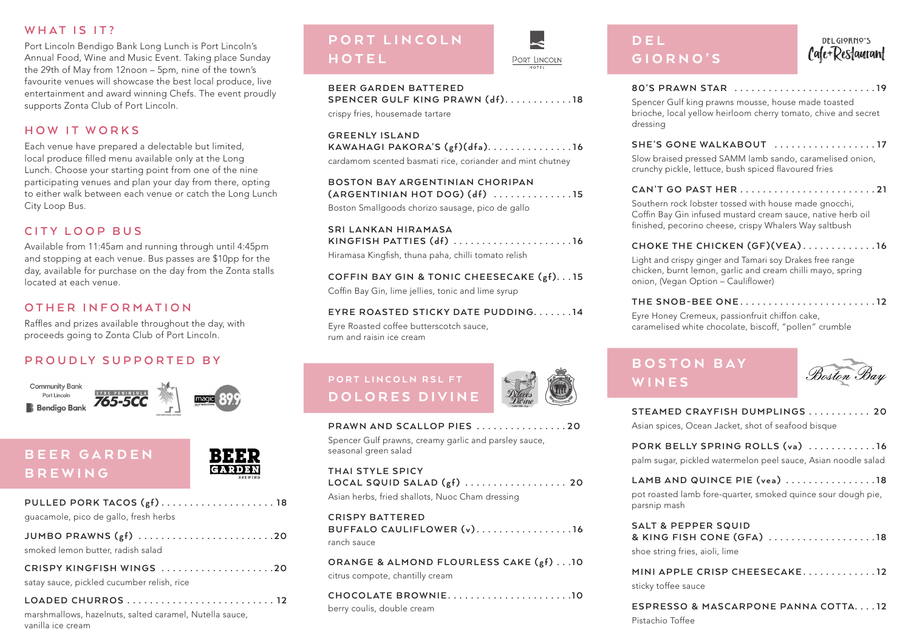## WHAT IS IT?

Port Lincoln Bendigo Bank Long Lunch is Port Lincoln's Annual Food, Wine and Music Event. Taking place Sunday the 29th of May from 12noon – 5pm, nine of the town's favourite venues will showcase the best local produce, live entertainment and award winning Chefs. The event proudly supports Zonta Club of Port Lincoln.

## HOW IT WORKS

Each venue have prepared a delectable but limited, local produce filled menu available only at the Long Lunch. Choose your starting point from one of the nine participating venues and plan your day from there, opting to either walk between each venue or catch the Long Lunch City Loop Bus.

## CITY LOOP BUS

Available from 11:45am and running through until 4:45pm and stopping at each venue. Bus passes are $10pp for the day, available for purchase on the day from the Zonta stalls located at each venue.

## OTHER INFORMATION

Raffles and prizes available throughout the day, with proceeds going to Zonta Club of Port Lincoln.

## PROUDLY SUPPORTED BY

Community Bank Port Lincoln Bendigo Bank · Eyre Peninsula 765-5CC · magic 89.9

## BEER GARDEN BREWING

**PULLED PORK TACOS (gf)** .................... 18
guacamole, pico de gallo, fresh herbs

**JUMBO PRAWNS (gf)** .................... 20
smoked lemon butter, radish salad

**CRISPY KINGFISH WINGS** .................... 20
satay sauce, pickled cucumber relish, rice

**LOADED CHURROS** .................... 12
marshmallows, hazelnuts, salted caramel, Nutella sauce, vanilla ice cream

## PORT LINCOLN HOTEL

**BEER GARDEN BATTERED SPENCER GULF KING PRAWN (df)** .................... 18
crispy fries, housemade tartare

**GREENLY ISLAND KAWAHAGI PAKORA'S (gf)(dfa)** .................... 16
cardamom scented basmati rice, coriander and mint chutney

**BOSTON BAY ARGENTINIAN CHORIPAN (ARGENTINIAN HOT DOG) (df)** .................... 15
Boston Smallgoods chorizo sausage, pico de gallo

**SRI LANKAN HIRAMASA KINGFISH PATTIES (df)** .................... 16
Hiramasa Kingfish, thuna paha, chilli tomato relish

**COFFIN BAY GIN & TONIC CHEESECAKE (gf)** .... 15
Coffin Bay Gin, lime jellies, tonic and lime syrup

**EYRE ROASTED STICKY DATE PUDDING** .... 14
Eyre Roasted coffee butterscotch sauce, rum and raisin ice cream

## PORT LINCOLN RSL FT DOLORES DIVINE

**PRAWN AND SCALLOP PIES** .................... 20
Spencer Gulf prawns, creamy garlic and parsley sauce, seasonal green salad

**THAI STYLE SPICY LOCAL SQUID SALAD (gf)** .................... 20
Asian herbs, fried shallots, Nuoc Cham dressing

**CRISPY BATTERED BUFFALO CAULIFLOWER (v)** .................... 16
ranch sauce

**ORANGE & ALMOND FLOURLESS CAKE (gf)** .... 10
citrus compote, chantilly cream

**CHOCOLATE BROWNIE** .................... 10
berry coulis, double cream

## DEL GIORNO'S

**80'S PRAWN STAR** .................... 19
Spencer Gulf king prawns mousse, house made toasted brioche, local yellow heirloom cherry tomato, chive and secret dressing

**SHE'S GONE WALKABOUT** .................... 17
Slow braised pressed SAMM lamb sando, caramelised onion, crunchy pickle, lettuce, bush spiced flavoured fries

**CAN'T GO PAST HER** .................... 21
Southern rock lobster tossed with house made gnocchi, Coffin Bay Gin infused mustard cream sauce, native herb oil finished, pecorino cheese, crispy Whalers Way saltbush

**CHOKE THE CHICKEN (GF)(VEA)** .................... 16
Light and crispy ginger and Tamari soy Drakes free range chicken, burnt lemon, garlic and cream chilli mayo, spring onion, (Vegan Option – Cauliflower)

**THE SNOB-BEE ONE** .................... 12
Eyre Honey Cremeux, passionfruit chiffon cake, caramelised white chocolate, biscoff, "pollen" crumble

## BOSTON BAY WINES

**STEAMED CRAYFISH DUMPLINGS** .................... 20
Asian spices, Ocean Jacket, shot of seafood bisque

**PORK BELLY SPRING ROLLS (va)** .................... 16
palm sugar, pickled watermelon peel sauce, Asian noodle salad

**LAMB AND QUINCE PIE (vea)** .................... 18
pot roasted lamb fore-quarter, smoked quince sour dough pie, parsnip mash

**SALT & PEPPER SQUID & KING FISH CONE (GFA)** .................... 18
shoe string fries, aioli, lime

**MINI APPLE CRISP CHEESECAKE** .................... 12
sticky toffee sauce

**ESPRESSO & MASCARPONE PANNA COTTA** .... 12
Pistachio Toffee